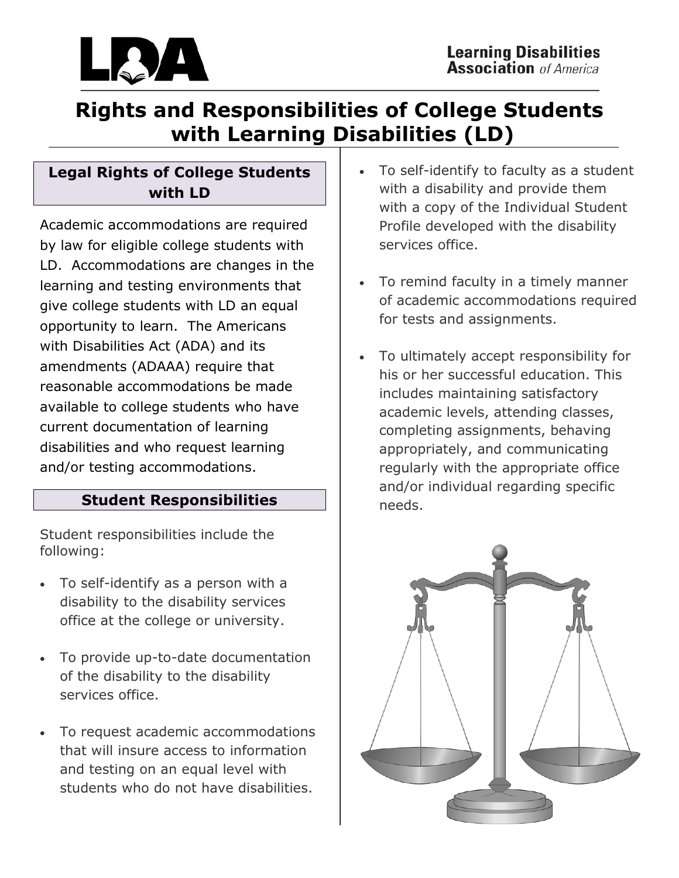Learning Disabilities Association *of America*

# Rights and Responsibilities of College Students with Learning Disabilities (LD)

## Legal Rights of College Students with LD

Academic accommodations are required by law for eligible college students with LD. Accommodations are changes in the learning and testing environments that give college students with LD an equal opportunity to learn. The Americans with Disabilities Act (ADA) and its amendments (ADAAA) require that reasonable accommodations be made available to college students who have current documentation of learning disabilities and who request learning and/or testing accommodations.

## Student Responsibilities

Student responsibilities include the following:

- To self-identify as a person with a disability to the disability services office at the college or university.
- To provide up-to-date documentation of the disability to the disability services office.
- To request academic accommodations that will insure access to information and testing on an equal level with students who do not have disabilities.
- To self-identify to faculty as a student with a disability and provide them with a copy of the Individual Student Profile developed with the disability services office.
- To remind faculty in a timely manner of academic accommodations required for tests and assignments.
- To ultimately accept responsibility for his or her successful education. This includes maintaining satisfactory academic levels, attending classes, completing assignments, behaving appropriately, and communicating regularly with the appropriate office and/or individual regarding specific needs.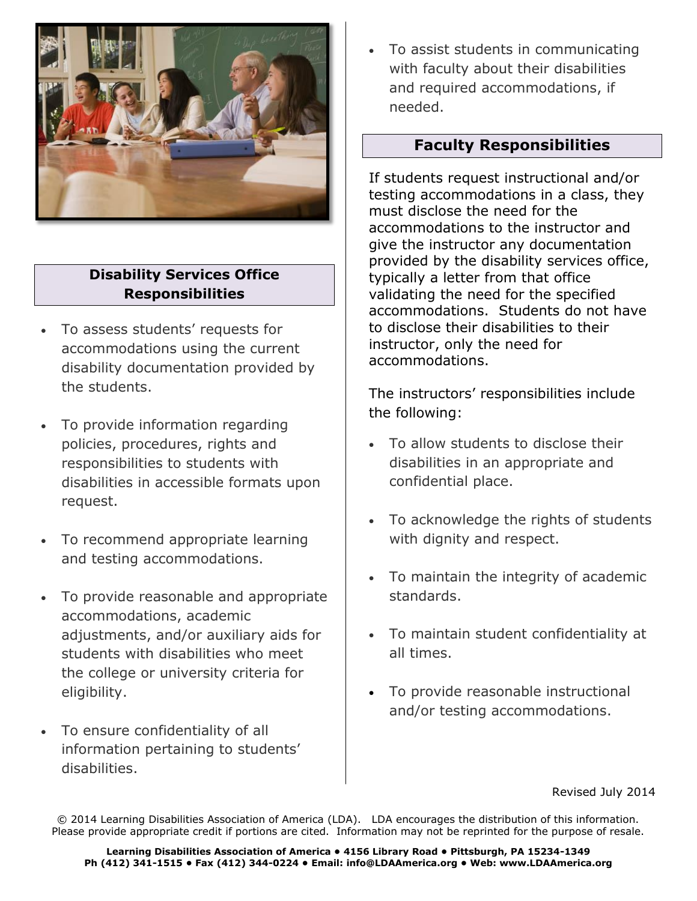## Disability Services Office Responsibilities

- To assess students' requests for accommodations using the current disability documentation provided by the students.
- To provide information regarding policies, procedures, rights and responsibilities to students with disabilities in accessible formats upon request.
- To recommend appropriate learning and testing accommodations.
- To provide reasonable and appropriate accommodations, academic adjustments, and/or auxiliary aids for students with disabilities who meet the college or university criteria for eligibility.
- To ensure confidentiality of all information pertaining to students' disabilities.
- To assist students in communicating with faculty about their disabilities and required accommodations, if needed.

## Faculty Responsibilities

If students request instructional and/or testing accommodations in a class, they must disclose the need for the accommodations to the instructor and give the instructor any documentation provided by the disability services office, typically a letter from that office validating the need for the specified accommodations. Students do not have to disclose their disabilities to their instructor, only the need for accommodations.

The instructors' responsibilities include the following:

- To allow students to disclose their disabilities in an appropriate and confidential place.
- To acknowledge the rights of students with dignity and respect.
- To maintain the integrity of academic standards.
- To maintain student confidentiality at all times.
- To provide reasonable instructional and/or testing accommodations.

Revised July 2014

© 2014 Learning Disabilities Association of America (LDA). LDA encourages the distribution of this information. Please provide appropriate credit if portions are cited. Information may not be reprinted for the purpose of resale.

**Learning Disabilities Association of America • 4156 Library Road • Pittsburgh, PA 15234-1349**
**Ph (412) 341-1515 • Fax (412) 344-0224 • Email: info@LDAAmerica.org • Web: www.LDAAmerica.org**